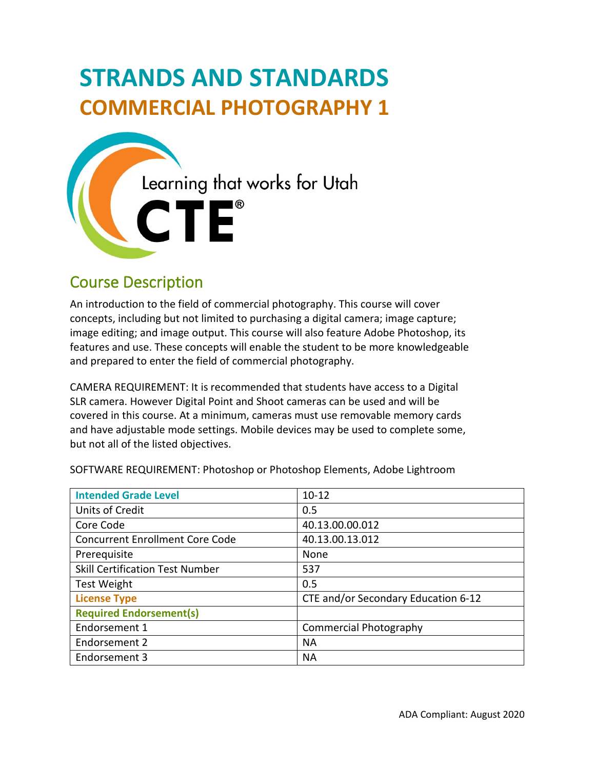# STRANDS AND STANDARDS
# COMMERCIAL PHOTOGRAPHY 1

Learning that works for Utah

CTE®

## Course Description

An introduction to the field of commercial photography. This course will cover concepts, including but not limited to purchasing a digital camera; image capture; image editing; and image output. This course will also feature Adobe Photoshop, its features and use. These concepts will enable the student to be more knowledgeable and prepared to enter the field of commercial photography.

CAMERA REQUIREMENT: It is recommended that students have access to a Digital SLR camera. However Digital Point and Shoot cameras can be used and will be covered in this course. At a minimum, cameras must use removable memory cards and have adjustable mode settings. Mobile devices may be used to complete some, but not all of the listed objectives.

SOFTWARE REQUIREMENT: Photoshop or Photoshop Elements, Adobe Lightroom

| Intended Grade Level | 10-12 |
|---|---|
| Units of Credit | 0.5 |
| Core Code | 40.13.00.00.012 |
| Concurrent Enrollment Core Code | 40.13.00.13.012 |
| Prerequisite | None |
| Skill Certification Test Number | 537 |
| Test Weight | 0.5 |
| License Type | CTE and/or Secondary Education 6-12 |
| Required Endorsement(s) | |
| Endorsement 1 | Commercial Photography |
| Endorsement 2 | NA |
| Endorsement 3 | NA |

ADA Compliant: August 2020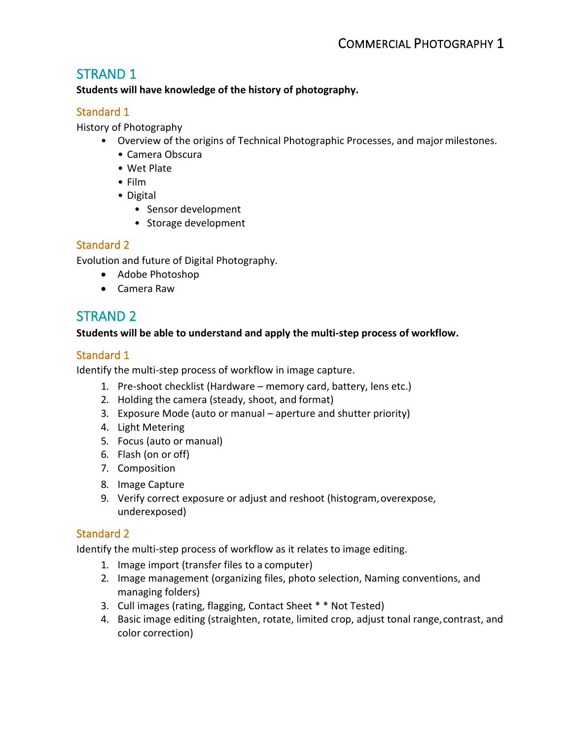## STRAND 1

**Students will have knowledge of the history of photography.**

### Standard 1

History of Photography

- Overview of the origins of Technical Photographic Processes, and major milestones.
  - Camera Obscura
  - Wet Plate
  - Film
  - Digital
    - Sensor development
    - Storage development

### Standard 2

Evolution and future of Digital Photography.

- Adobe Photoshop
- Camera Raw

## STRAND 2

**Students will be able to understand and apply the multi-step process of workflow.**

### Standard 1

Identify the multi-step process of workflow in image capture.

1. Pre-shoot checklist (Hardware – memory card, battery, lens etc.)
2. Holding the camera (steady, shoot, and format)
3. Exposure Mode (auto or manual – aperture and shutter priority)
4. Light Metering
5. Focus (auto or manual)
6. Flash (on or off)
7. Composition
8. Image Capture
9. Verify correct exposure or adjust and reshoot (histogram, overexpose, underexposed)

### Standard 2

Identify the multi-step process of workflow as it relates to image editing.

1. Image import (transfer files to a computer)
2. Image management (organizing files, photo selection, Naming conventions, and managing folders)
3. Cull images (rating, flagging, Contact Sheet * * Not Tested)
4. Basic image editing (straighten, rotate, limited crop, adjust tonal range, contrast, and color correction)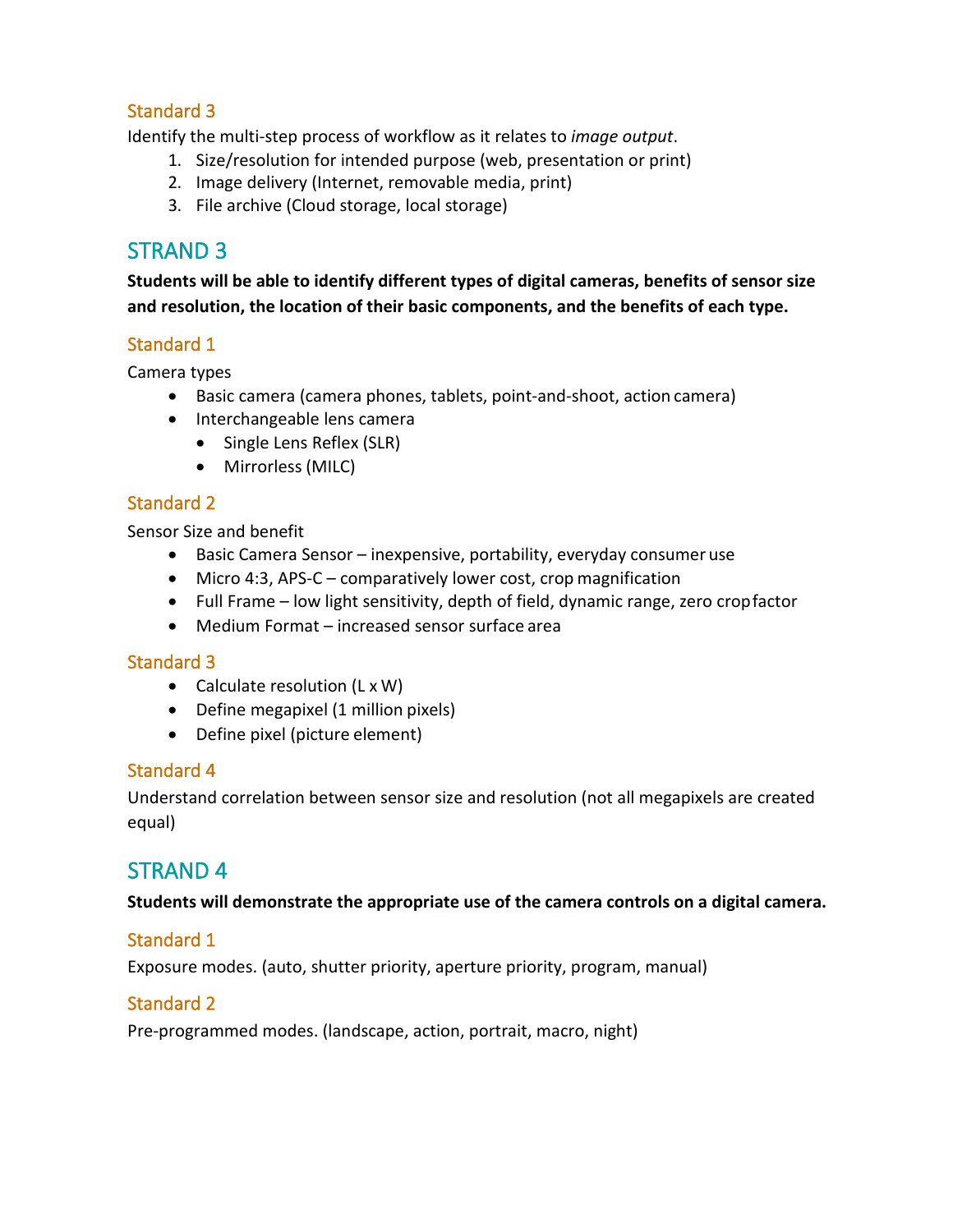### Standard 3

Identify the multi-step process of workflow as it relates to *image output*.

1. Size/resolution for intended purpose (web, presentation or print)
2. Image delivery (Internet, removable media, print)
3. File archive (Cloud storage, local storage)

## STRAND 3

**Students will be able to identify different types of digital cameras, benefits of sensor size and resolution, the location of their basic components, and the benefits of each type.**

### Standard 1

Camera types

- Basic camera (camera phones, tablets, point-and-shoot, action camera)
- Interchangeable lens camera
  - Single Lens Reflex (SLR)
  - Mirrorless (MILC)

### Standard 2

Sensor Size and benefit

- Basic Camera Sensor – inexpensive, portability, everyday consumer use
- Micro 4:3, APS-C – comparatively lower cost, crop magnification
- Full Frame – low light sensitivity, depth of field, dynamic range, zero crop factor
- Medium Format – increased sensor surface area

### Standard 3

- Calculate resolution (L x W)
- Define megapixel (1 million pixels)
- Define pixel (picture element)

### Standard 4

Understand correlation between sensor size and resolution (not all megapixels are created equal)

## STRAND 4

**Students will demonstrate the appropriate use of the camera controls on a digital camera.**

### Standard 1

Exposure modes. (auto, shutter priority, aperture priority, program, manual)

### Standard 2

Pre-programmed modes. (landscape, action, portrait, macro, night)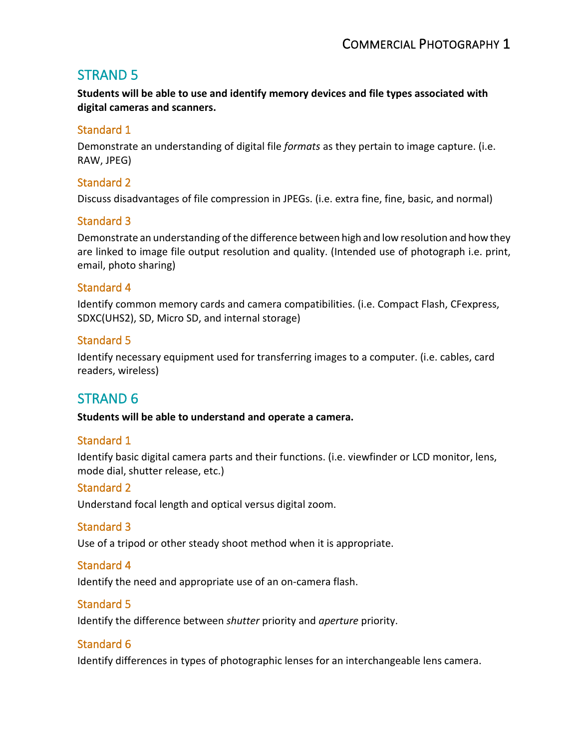## STRAND 5

**Students will be able to use and identify memory devices and file types associated with digital cameras and scanners.**

### Standard 1

Demonstrate an understanding of digital file *formats* as they pertain to image capture. (i.e. RAW, JPEG)

### Standard 2

Discuss disadvantages of file compression in JPEGs. (i.e. extra fine, fine, basic, and normal)

### Standard 3

Demonstrate an understanding of the difference between high and low resolution and how they are linked to image file output resolution and quality. (Intended use of photograph i.e. print, email, photo sharing)

### Standard 4

Identify common memory cards and camera compatibilities. (i.e. Compact Flash, CFexpress, SDXC(UHS2), SD, Micro SD, and internal storage)

### Standard 5

Identify necessary equipment used for transferring images to a computer. (i.e. cables, card readers, wireless)

## STRAND 6

**Students will be able to understand and operate a camera.**

### Standard 1

Identify basic digital camera parts and their functions. (i.e. viewfinder or LCD monitor, lens, mode dial, shutter release, etc.)

### Standard 2

Understand focal length and optical versus digital zoom.

### Standard 3

Use of a tripod or other steady shoot method when it is appropriate.

### Standard 4

Identify the need and appropriate use of an on-camera flash.

### Standard 5

Identify the difference between *shutter* priority and *aperture* priority.

### Standard 6

Identify differences in types of photographic lenses for an interchangeable lens camera.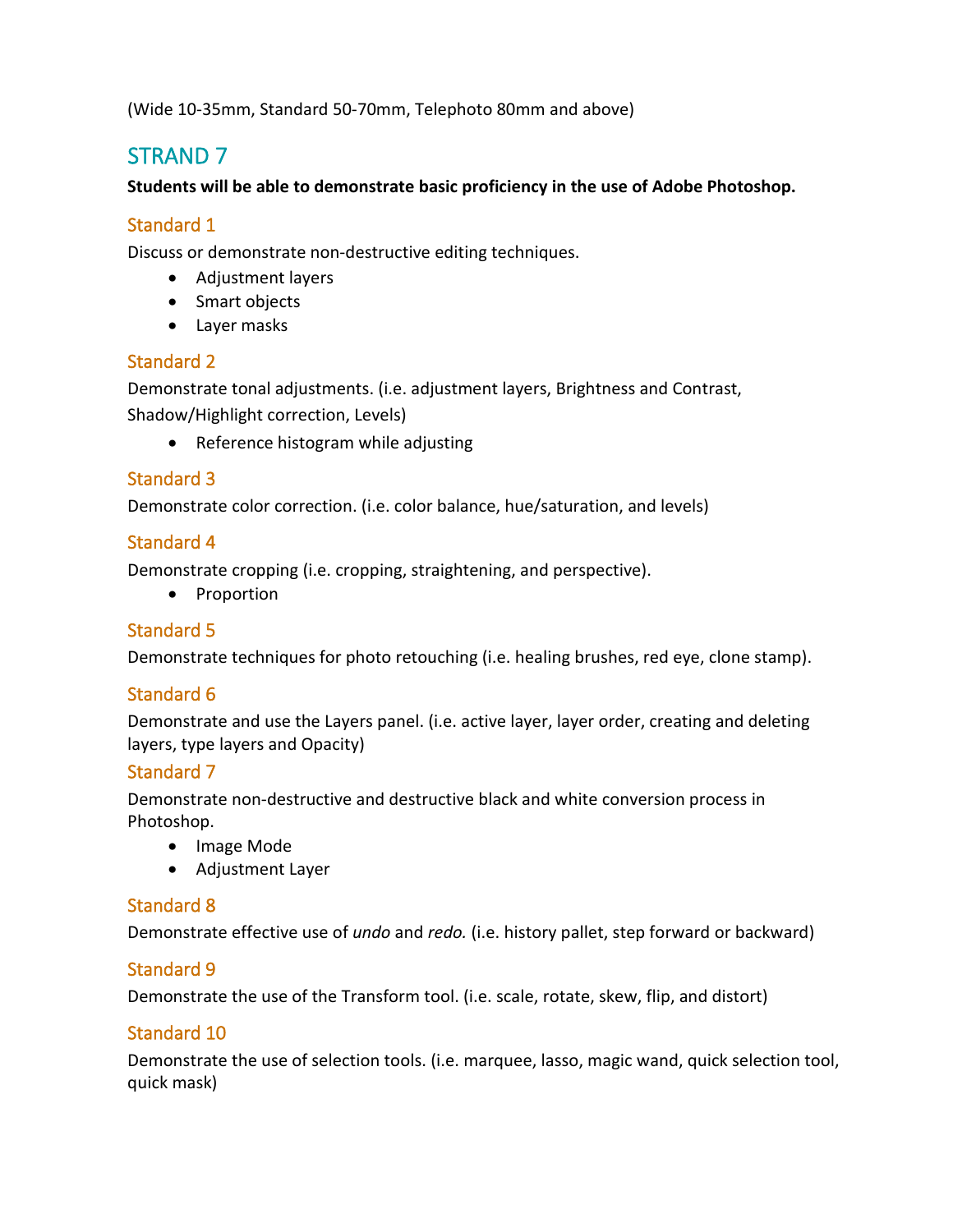(Wide 10-35mm, Standard 50-70mm, Telephoto 80mm and above)

## STRAND 7

**Students will be able to demonstrate basic proficiency in the use of Adobe Photoshop.**

### Standard 1

Discuss or demonstrate non-destructive editing techniques.

- Adjustment layers
- Smart objects
- Layer masks

### Standard 2

Demonstrate tonal adjustments. (i.e. adjustment layers, Brightness and Contrast, Shadow/Highlight correction, Levels)

- Reference histogram while adjusting

### Standard 3

Demonstrate color correction. (i.e. color balance, hue/saturation, and levels)

### Standard 4

Demonstrate cropping (i.e. cropping, straightening, and perspective).

- Proportion

### Standard 5

Demonstrate techniques for photo retouching (i.e. healing brushes, red eye, clone stamp).

### Standard 6

Demonstrate and use the Layers panel. (i.e. active layer, layer order, creating and deleting layers, type layers and Opacity)

### Standard 7

Demonstrate non-destructive and destructive black and white conversion process in Photoshop.

- Image Mode
- Adjustment Layer

### Standard 8

Demonstrate effective use of *undo* and *redo.* (i.e. history pallet, step forward or backward)

### Standard 9

Demonstrate the use of the Transform tool. (i.e. scale, rotate, skew, flip, and distort)

### Standard 10

Demonstrate the use of selection tools. (i.e. marquee, lasso, magic wand, quick selection tool, quick mask)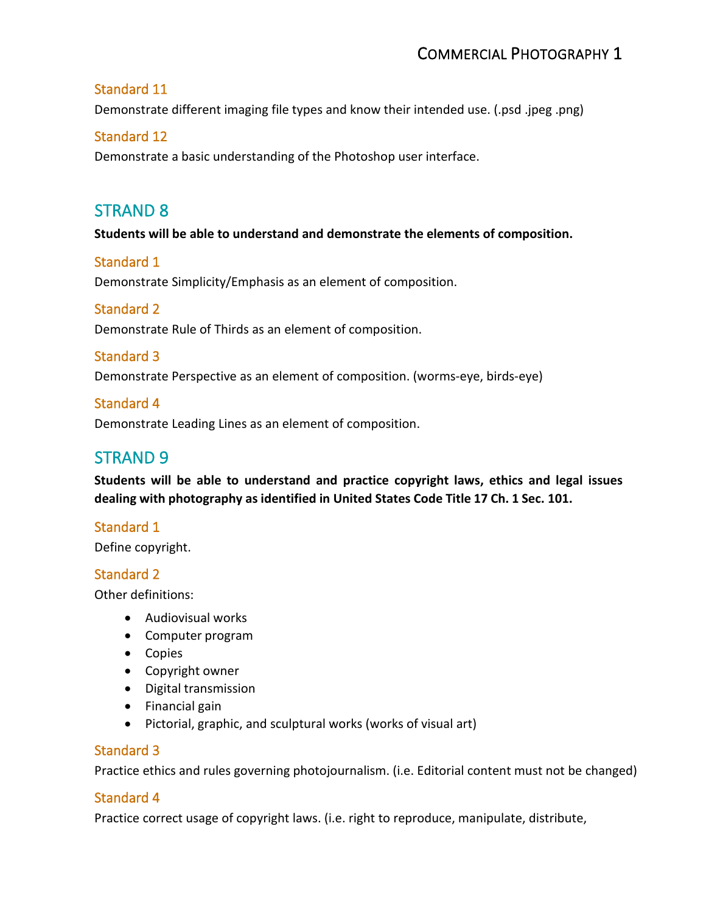#### Standard 11

Demonstrate different imaging file types and know their intended use. (.psd .jpeg .png)

#### Standard 12

Demonstrate a basic understanding of the Photoshop user interface.

## STRAND 8

**Students will be able to understand and demonstrate the elements of composition.**

#### Standard 1

Demonstrate Simplicity/Emphasis as an element of composition.

#### Standard 2

Demonstrate Rule of Thirds as an element of composition.

#### Standard 3

Demonstrate Perspective as an element of composition. (worms-eye, birds-eye)

#### Standard 4

Demonstrate Leading Lines as an element of composition.

## STRAND 9

**Students will be able to understand and practice copyright laws, ethics and legal issues dealing with photography as identified in United States Code Title 17 Ch. 1 Sec. 101.**

#### Standard 1

Define copyright.

#### Standard 2

Other definitions:

- Audiovisual works
- Computer program
- Copies
- Copyright owner
- Digital transmission
- Financial gain
- Pictorial, graphic, and sculptural works (works of visual art)

#### Standard 3

Practice ethics and rules governing photojournalism. (i.e. Editorial content must not be changed)

#### Standard 4

Practice correct usage of copyright laws. (i.e. right to reproduce, manipulate, distribute,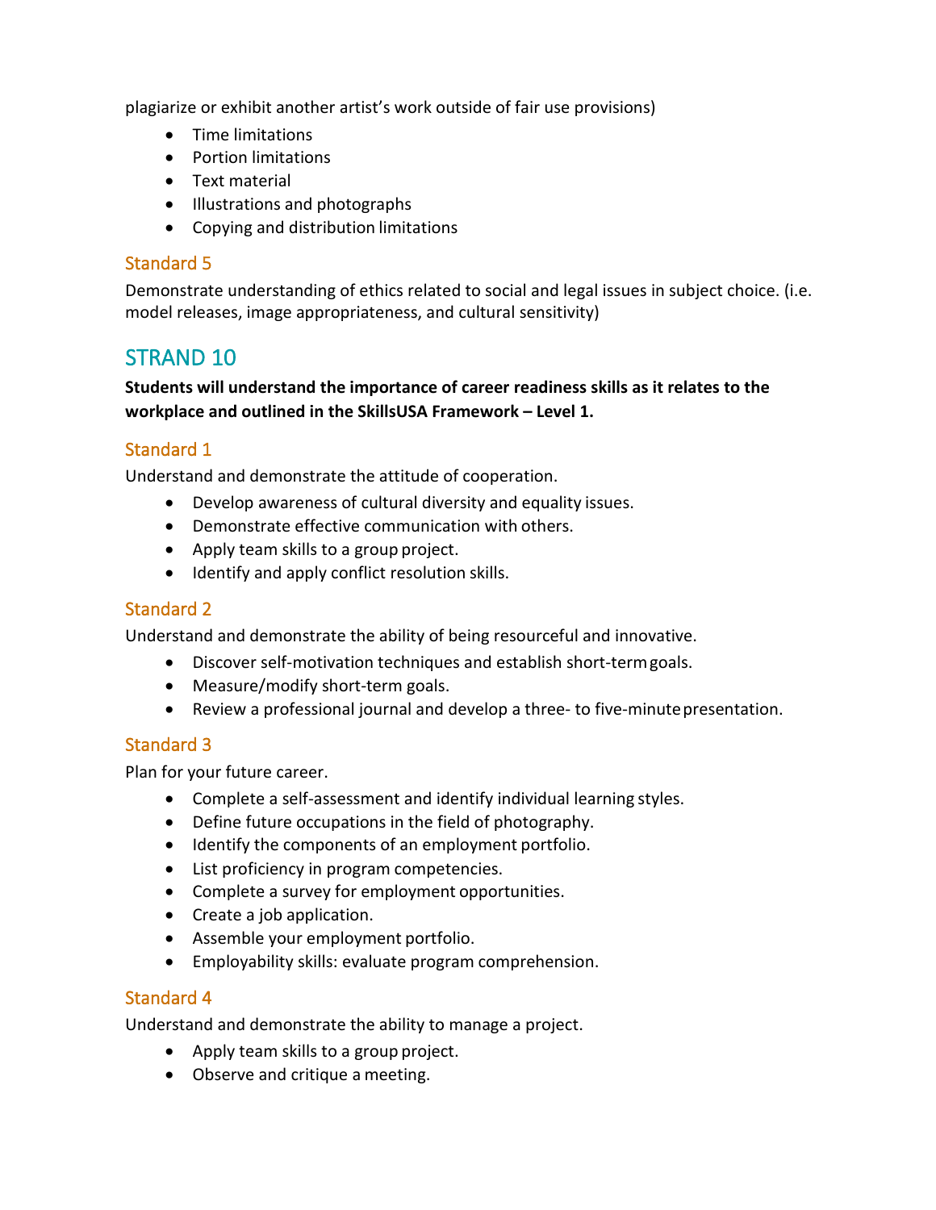plagiarize or exhibit another artist's work outside of fair use provisions)

- Time limitations
- Portion limitations
- Text material
- Illustrations and photographs
- Copying and distribution limitations

### Standard 5

Demonstrate understanding of ethics related to social and legal issues in subject choice. (i.e. model releases, image appropriateness, and cultural sensitivity)

## STRAND 10

**Students will understand the importance of career readiness skills as it relates to the workplace and outlined in the SkillsUSA Framework – Level 1.**

### Standard 1

Understand and demonstrate the attitude of cooperation.

- Develop awareness of cultural diversity and equality issues.
- Demonstrate effective communication with others.
- Apply team skills to a group project.
- Identify and apply conflict resolution skills.

### Standard 2

Understand and demonstrate the ability of being resourceful and innovative.

- Discover self-motivation techniques and establish short-term goals.
- Measure/modify short-term goals.
- Review a professional journal and develop a three- to five-minute presentation.

### Standard 3

Plan for your future career.

- Complete a self-assessment and identify individual learning styles.
- Define future occupations in the field of photography.
- Identify the components of an employment portfolio.
- List proficiency in program competencies.
- Complete a survey for employment opportunities.
- Create a job application.
- Assemble your employment portfolio.
- Employability skills: evaluate program comprehension.

### Standard 4

Understand and demonstrate the ability to manage a project.

- Apply team skills to a group project.
- Observe and critique a meeting.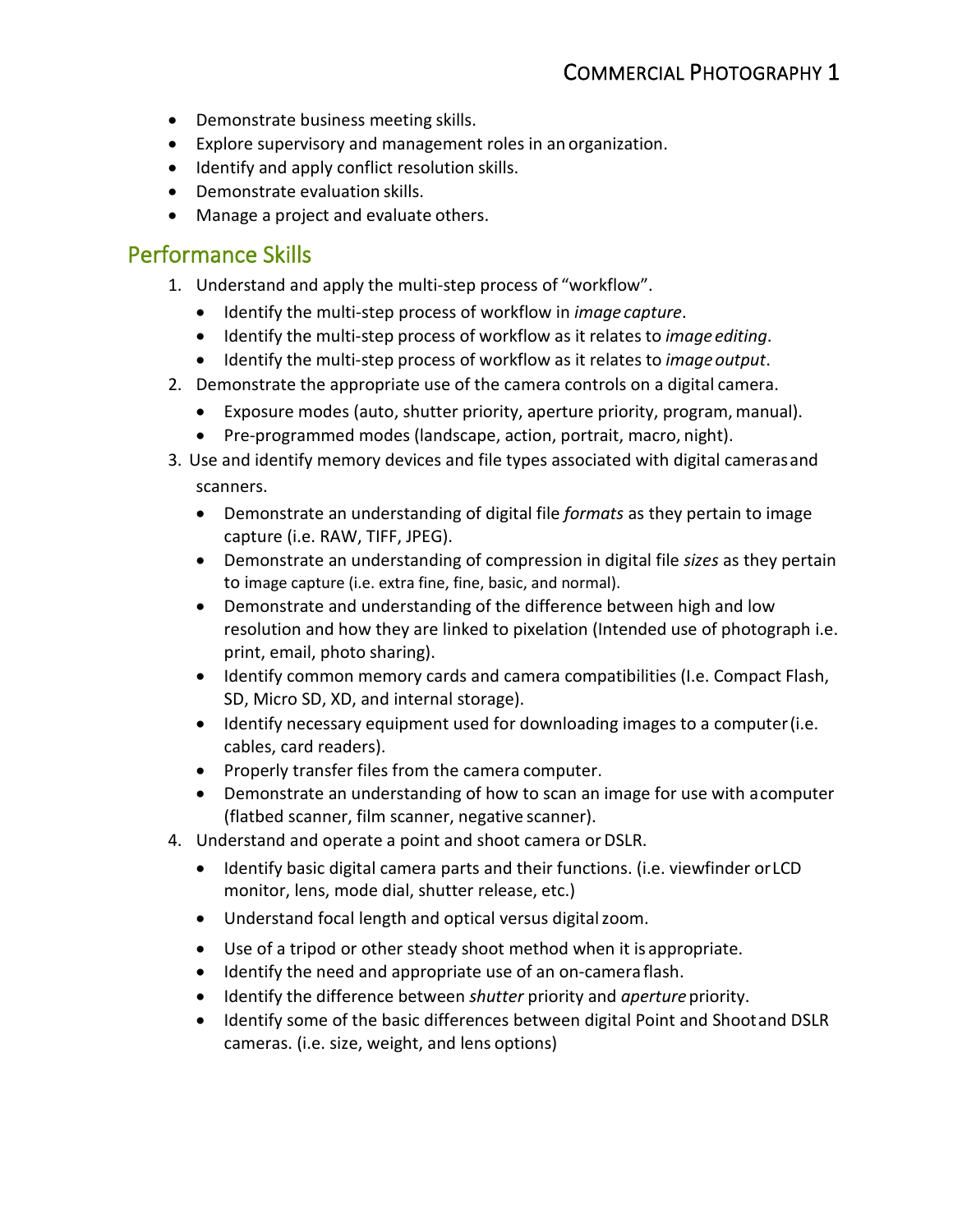- Demonstrate business meeting skills.
- Explore supervisory and management roles in an organization.
- Identify and apply conflict resolution skills.
- Demonstrate evaluation skills.
- Manage a project and evaluate others.

## Performance Skills

1. Understand and apply the multi-step process of "workflow".
   - Identify the multi-step process of workflow in *image capture*.
   - Identify the multi-step process of workflow as it relates to *image editing*.
   - Identify the multi-step process of workflow as it relates to *image output*.
2. Demonstrate the appropriate use of the camera controls on a digital camera.
   - Exposure modes (auto, shutter priority, aperture priority, program, manual).
   - Pre-programmed modes (landscape, action, portrait, macro, night).
3. Use and identify memory devices and file types associated with digital cameras and scanners.
   - Demonstrate an understanding of digital file *formats* as they pertain to image capture (i.e. RAW, TIFF, JPEG).
   - Demonstrate an understanding of compression in digital file *sizes* as they pertain to image capture (i.e. extra fine, fine, basic, and normal).
   - Demonstrate and understanding of the difference between high and low resolution and how they are linked to pixelation (Intended use of photograph i.e. print, email, photo sharing).
   - Identify common memory cards and camera compatibilities (I.e. Compact Flash, SD, Micro SD, XD, and internal storage).
   - Identify necessary equipment used for downloading images to a computer (i.e. cables, card readers).
   - Properly transfer files from the camera computer.
   - Demonstrate an understanding of how to scan an image for use with a computer (flatbed scanner, film scanner, negative scanner).
4. Understand and operate a point and shoot camera or DSLR.
   - Identify basic digital camera parts and their functions. (i.e. viewfinder or LCD monitor, lens, mode dial, shutter release, etc.)
   - Understand focal length and optical versus digital zoom.
   - Use of a tripod or other steady shoot method when it is appropriate.
   - Identify the need and appropriate use of an on-camera flash.
   - Identify the difference between *shutter* priority and *aperture* priority.
   - Identify some of the basic differences between digital Point and Shoot and DSLR cameras. (i.e. size, weight, and lens options)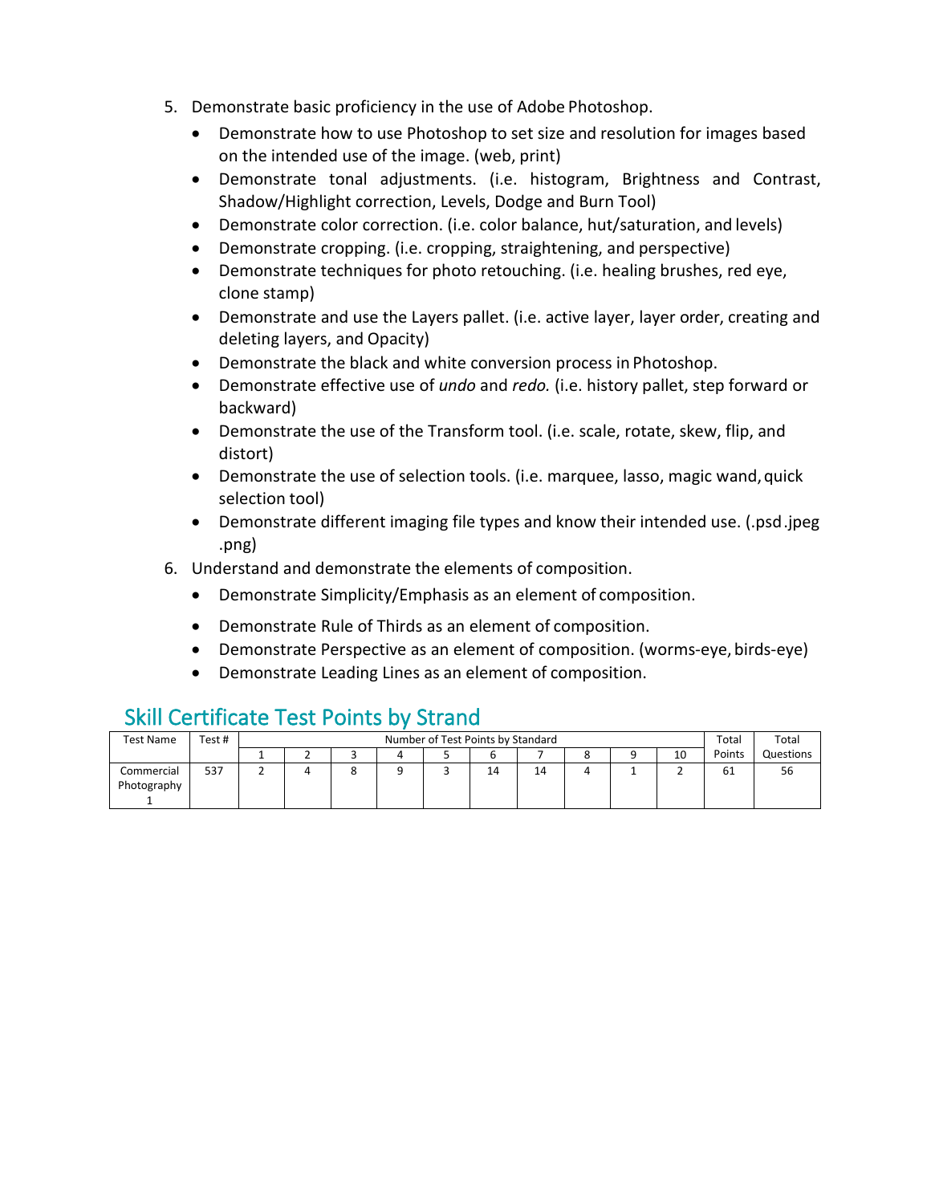5. Demonstrate basic proficiency in the use of Adobe Photoshop.
   - Demonstrate how to use Photoshop to set size and resolution for images based on the intended use of the image. (web, print)
   - Demonstrate tonal adjustments. (i.e. histogram, Brightness and Contrast, Shadow/Highlight correction, Levels, Dodge and Burn Tool)
   - Demonstrate color correction. (i.e. color balance, hut/saturation, and levels)
   - Demonstrate cropping. (i.e. cropping, straightening, and perspective)
   - Demonstrate techniques for photo retouching. (i.e. healing brushes, red eye, clone stamp)
   - Demonstrate and use the Layers pallet. (i.e. active layer, layer order, creating and deleting layers, and Opacity)
   - Demonstrate the black and white conversion process in Photoshop.
   - Demonstrate effective use of *undo* and *redo.* (i.e. history pallet, step forward or backward)
   - Demonstrate the use of the Transform tool. (i.e. scale, rotate, skew, flip, and distort)
   - Demonstrate the use of selection tools. (i.e. marquee, lasso, magic wand, quick selection tool)
   - Demonstrate different imaging file types and know their intended use. (.psd .jpeg .png)
6. Understand and demonstrate the elements of composition.
   - Demonstrate Simplicity/Emphasis as an element of composition.
   - Demonstrate Rule of Thirds as an element of composition.
   - Demonstrate Perspective as an element of composition. (worms-eye, birds-eye)
   - Demonstrate Leading Lines as an element of composition.

## Skill Certificate Test Points by Strand

| Test Name | Test # | Number of Test Points by Standard | | | | | | | | | | Total Points | Total Questions |
|---|---|---|---|---|---|---|---|---|---|---|---|---|---|
| | | 1 | 2 | 3 | 4 | 5 | 6 | 7 | 8 | 9 | 10 | | |
| Commercial Photography 1 | 537 | 2 | 4 | 8 | 9 | 3 | 14 | 14 | 4 | 1 | 2 | 61 | 56 |